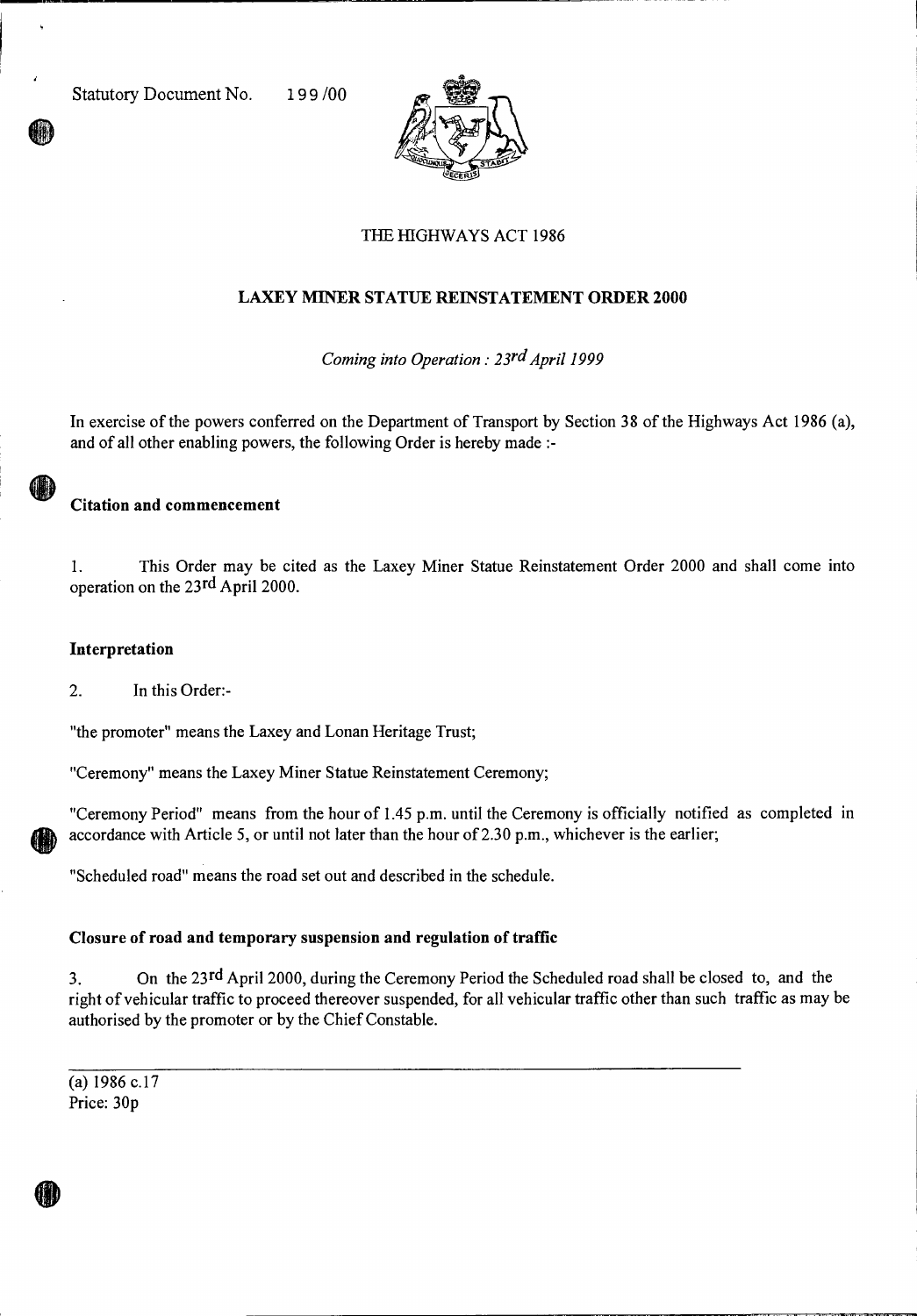Statutory Document No. 199/00

THE HIGHWAYS ACT 1986

# LAXEY MINER STATUE REINSTATEMENT ORDER 2000

*Coming into Operation : 23rd April 1999*

In exercise of the powers conferred on the Department of Transport by Section 38 of the Highways Act 1986 (a), and of all other enabling powers, the following Order is hereby made :-

## Citation and commencement

1. This Order may be cited as the Laxey Miner Statue Reinstatement Order 2000 and shall come into operation on the 23rd April 2000.

## Interpretation

2. In this Order:-

"the promoter" means the Laxey and Lonan Heritage Trust;

"Ceremony" means the Laxey Miner Statue Reinstatement Ceremony;

"Ceremony Period" means from the hour of 1.45 p.m. until the Ceremony is officially notified as completed in accordance with Article 5, or until not later than the hour of 2.30 p.m., whichever is the earlier;

"Scheduled road" means the road set out and described in the schedule.

## Closure of road and temporary suspension and regulation of traffic

3. On the 23rd April 2000, during the Ceremony Period the Scheduled road shall be closed to, and the right of vehicular traffic to proceed thereover suspended, for all vehicular traffic other than such traffic as may be authorised by the promoter or by the Chief Constable.

---

(a) 1986 c.17

Price: 30p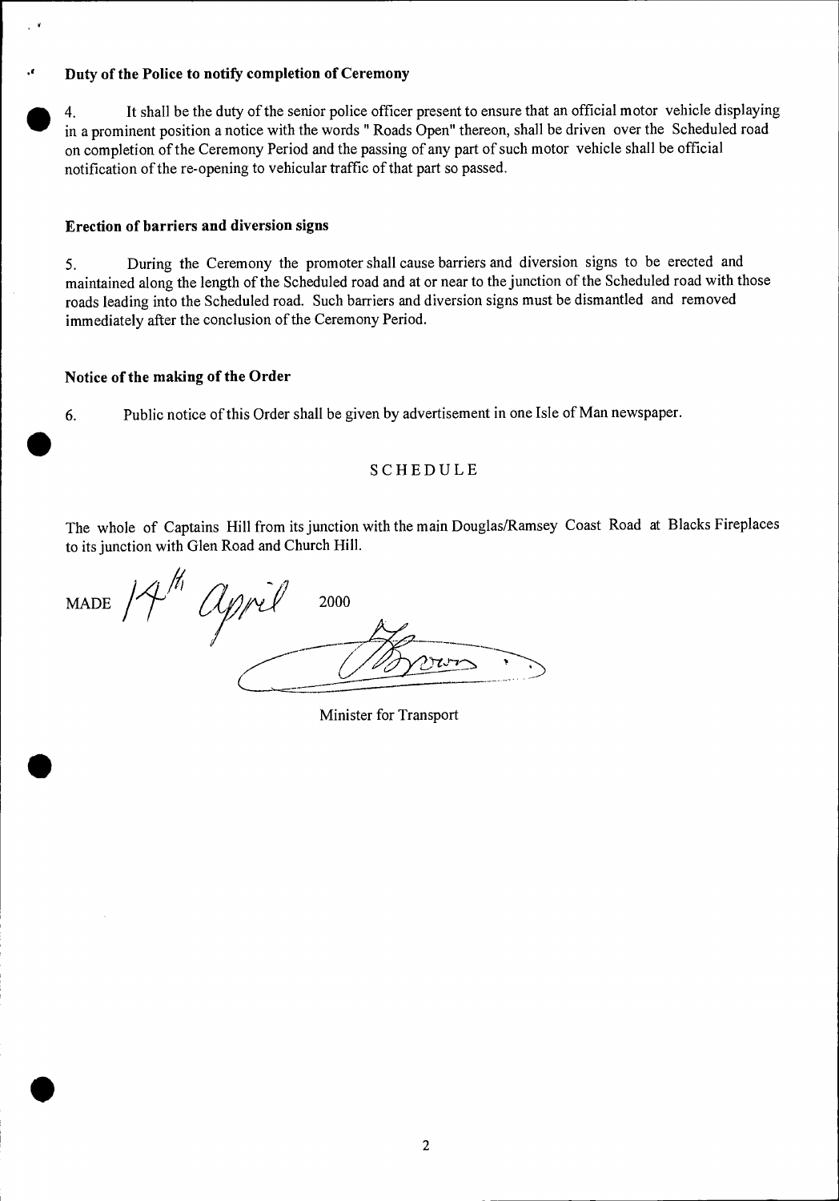### Duty of the Police to notify completion of Ceremony

4. It shall be the duty of the senior police officer present to ensure that an official motor vehicle displaying in a prominent position a notice with the words " Roads Open" thereon, shall be driven over the Scheduled road on completion of the Ceremony Period and the passing of any part of such motor vehicle shall be official notification of the re-opening to vehicular traffic of that part so passed.

### Erection of barriers and diversion signs

5. During the Ceremony the promoter shall cause barriers and diversion signs to be erected and maintained along the length of the Scheduled road and at or near to the junction of the Scheduled road with those roads leading into the Scheduled road. Such barriers and diversion signs must be dismantled and removed immediately after the conclusion of the Ceremony Period.

### Notice of the making of the Order

6. Public notice of this Order shall be given by advertisement in one Isle of Man newspaper.

## SCHEDULE

The whole of Captains Hill from its junction with the main Douglas/Ramsey Coast Road at Blacks Fireplaces to its junction with Glen Road and Church Hill.

MADE 14th April 2000

Brown

Minister for Transport